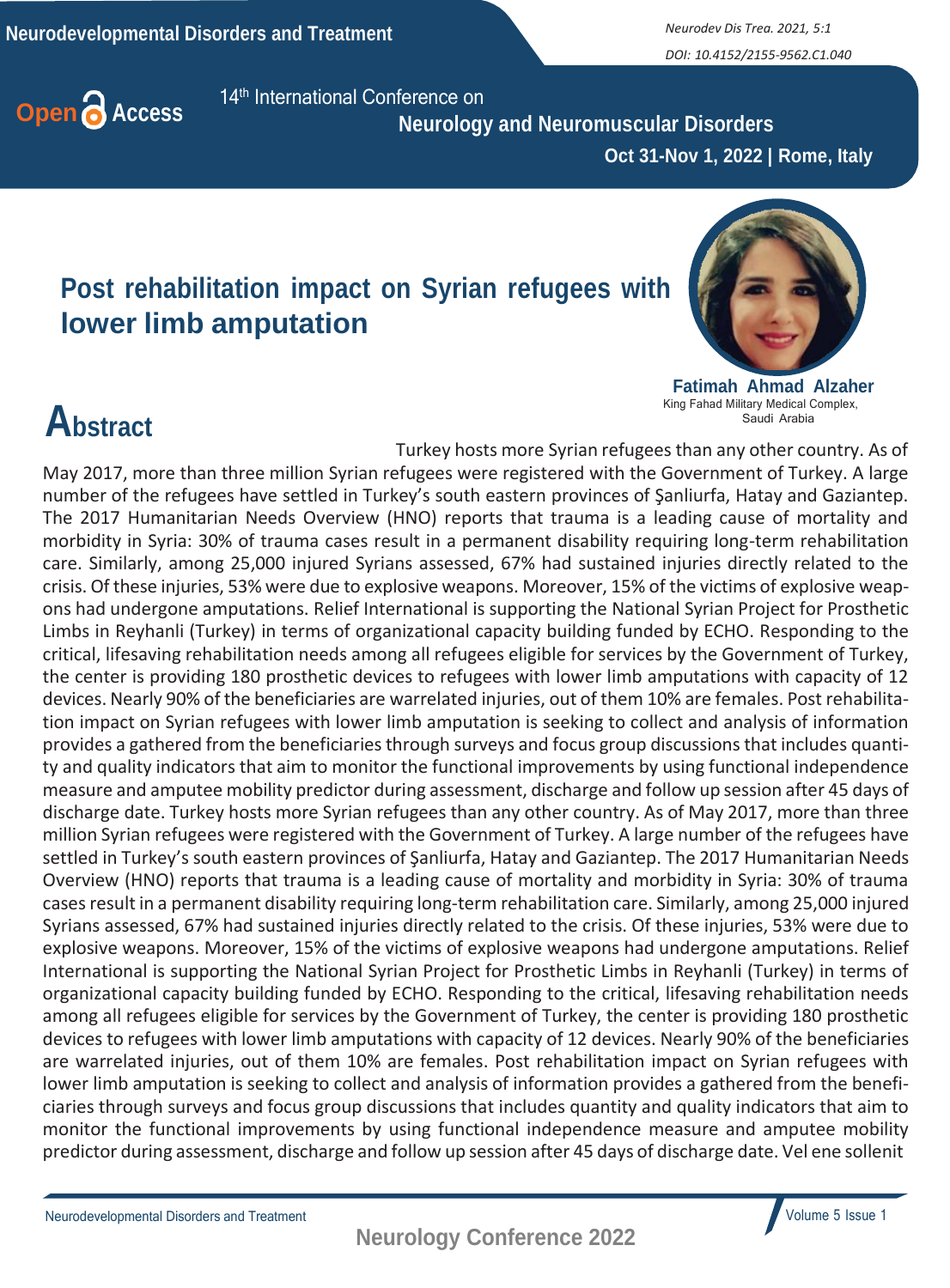14th International Conference on

**Neurology and Neuromuscular Disorders**

**Oct 31-Nov 1, 2022 | Rome, Italy**

# Post rehabilitation impact on Syrian refugees with lower limb amputation

**Fatimah Ahmad Alzaher**
King Fahad Military Medical Complex, Saudi Arabia

## Abstract

Turkey hosts more Syrian refugees than any other country. As of May 2017, more than three million Syrian refugees were registered with the Government of Turkey. A large number of the refugees have settled in Turkey's south eastern provinces of Şanliurfa, Hatay and Gaziantep. The 2017 Humanitarian Needs Overview (HNO) reports that trauma is a leading cause of mortality and morbidity in Syria: 30% of trauma cases result in a permanent disability requiring long-term rehabilitation care. Similarly, among 25,000 injured Syrians assessed, 67% had sustained injuries directly related to the crisis. Of these injuries, 53% were due to explosive weapons. Moreover, 15% of the victims of explosive weapons had undergone amputations. Relief International is supporting the National Syrian Project for Prosthetic Limbs in Reyhanli (Turkey) in terms of organizational capacity building funded by ECHO. Responding to the critical, lifesaving rehabilitation needs among all refugees eligible for services by the Government of Turkey, the center is providing 180 prosthetic devices to refugees with lower limb amputations with capacity of 12 devices. Nearly 90% of the beneficiaries are warrelated injuries, out of them 10% are females. Post rehabilitation impact on Syrian refugees with lower limb amputation is seeking to collect and analysis of information provides a gathered from the beneficiaries through surveys and focus group discussions that includes quantity and quality indicators that aim to monitor the functional improvements by using functional independence measure and amputee mobility predictor during assessment, discharge and follow up session after 45 days of discharge date. Turkey hosts more Syrian refugees than any other country. As of May 2017, more than three million Syrian refugees were registered with the Government of Turkey. A large number of the refugees have settled in Turkey's south eastern provinces of Şanliurfa, Hatay and Gaziantep. The 2017 Humanitarian Needs Overview (HNO) reports that trauma is a leading cause of mortality and morbidity in Syria: 30% of trauma cases result in a permanent disability requiring long-term rehabilitation care. Similarly, among 25,000 injured Syrians assessed, 67% had sustained injuries directly related to the crisis. Of these injuries, 53% were due to explosive weapons. Moreover, 15% of the victims of explosive weapons had undergone amputations. Relief International is supporting the National Syrian Project for Prosthetic Limbs in Reyhanli (Turkey) in terms of organizational capacity building funded by ECHO. Responding to the critical, lifesaving rehabilitation needs among all refugees eligible for services by the Government of Turkey, the center is providing 180 prosthetic devices to refugees with lower limb amputations with capacity of 12 devices. Nearly 90% of the beneficiaries are warrelated injuries, out of them 10% are females. Post rehabilitation impact on Syrian refugees with lower limb amputation is seeking to collect and analysis of information provides a gathered from the beneficiaries through surveys and focus group discussions that includes quantity and quality indicators that aim to monitor the functional improvements by using functional independence measure and amputee mobility predictor during assessment, discharge and follow up session after 45 days of discharge date. Vel ene sollenit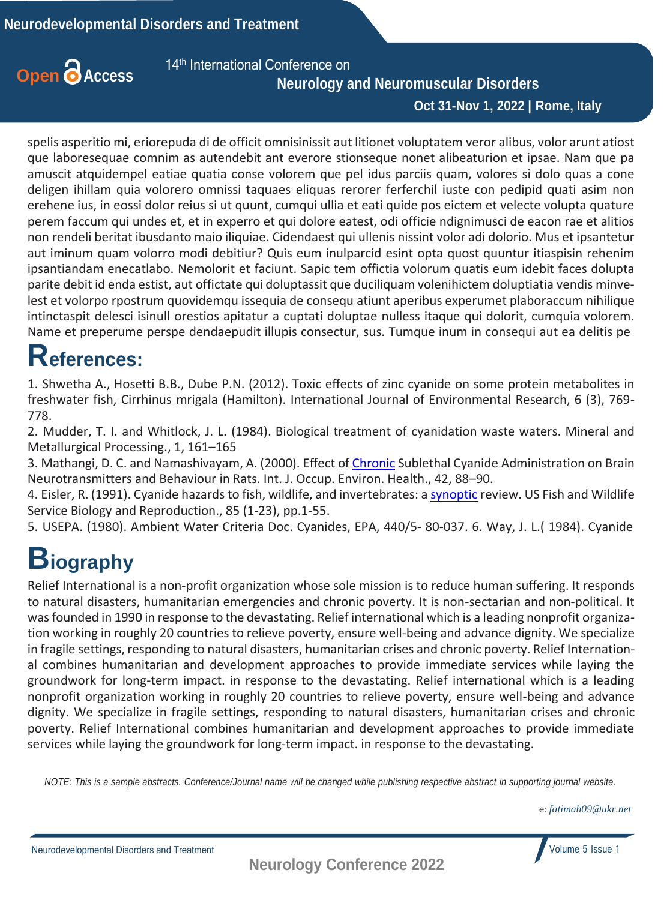spelis asperitio mi, eriorepuda di de officit omnisinissit aut litionet voluptatem veror alibus, volor arunt atiost que laboresequae comnim as autendebit ant everore stionseque nonet alibeaturion et ipsae. Nam que pa amuscit atquidempel eatiae quatia conse volorem que pel idus parciis quam, volores si dolo quas a cone deligen ihillam quia volorero omnissi taquaes eliquas rerorer ferferchil iuste con pedipid quati asim non erehene ius, in eossi dolor reius si ut quunt, cumqui ullia et eati quide pos eictem et velecte volupta quature perem faccum qui undes et, et in experro et qui dolore eatest, odi officie ndignimusci de eacon rae et alitios non rendeli beritat ibusdanto maio iliquiae. Cidendaest qui ullenis nissint volor adi dolorio. Mus et ipsantetur aut iminum quam volorro modi debitiur? Quis eum inulparcid esint opta quost quuntur itiaspisin rehenim ipsantiandam enecatlabo. Nemolorit et faciunt. Sapic tem offictia volorum quatis eum idebit faces dolupta parite debit id enda estist, aut offictate qui doluptassit que duciliquam volenihictem doluptiatia vendis minvelest et volorpo rpostrum quovidemqu issequia de consequ atiunt aperibus experumet plaboraccum nihilique intinctaspit delesci isinull orestios apitatur a cuptati doluptae nulless itaque qui dolorit, cumquia volorem. Name et preperume perspe dendaepudit illupis consectur, sus. Tumque inum in consequi aut ea delitis pe

## References:

1. Shwetha A., Hosetti B.B., Dube P.N. (2012). Toxic effects of zinc cyanide on some protein metabolites in freshwater fish, Cirrhinus mrigala (Hamilton). International Journal of Environmental Research, 6 (3), 769-778.
2. Mudder, T. I. and Whitlock, J. L. (1984). Biological treatment of cyanidation waste waters. Mineral and Metallurgical Processing., 1, 161–165
3. Mathangi, D. C. and Namashivayam, A. (2000). Effect of Chronic Sublethal Cyanide Administration on Brain Neurotransmitters and Behaviour in Rats. Int. J. Occup. Environ. Health., 42, 88–90.
4. Eisler, R. (1991). Cyanide hazards to fish, wildlife, and invertebrates: a synoptic review. US Fish and Wildlife Service Biology and Reproduction., 85 (1-23), pp.1-55.
5. USEPA. (1980). Ambient Water Criteria Doc. Cyanides, EPA, 440/5- 80-037. 6. Way, J. L.( 1984). Cyanide

## Biography

Relief International is a non-profit organization whose sole mission is to reduce human suffering. It responds to natural disasters, humanitarian emergencies and chronic poverty. It is non-sectarian and non-political. It was founded in 1990 in response to the devastating. Relief international which is a leading nonprofit organization working in roughly 20 countries to relieve poverty, ensure well-being and advance dignity. We specialize in fragile settings, responding to natural disasters, humanitarian crises and chronic poverty. Relief International combines humanitarian and development approaches to provide immediate services while laying the groundwork for long-term impact. in response to the devastating. Relief international which is a leading nonprofit organization working in roughly 20 countries to relieve poverty, ensure well-being and advance dignity. We specialize in fragile settings, responding to natural disasters, humanitarian crises and chronic poverty. Relief International combines humanitarian and development approaches to provide immediate services while laying the groundwork for long-term impact. in response to the devastating.

*NOTE: This is a sample abstracts. Conference/Journal name will be changed while publishing respective abstract in supporting journal website.*

e: *fatimah09@ukr.net*